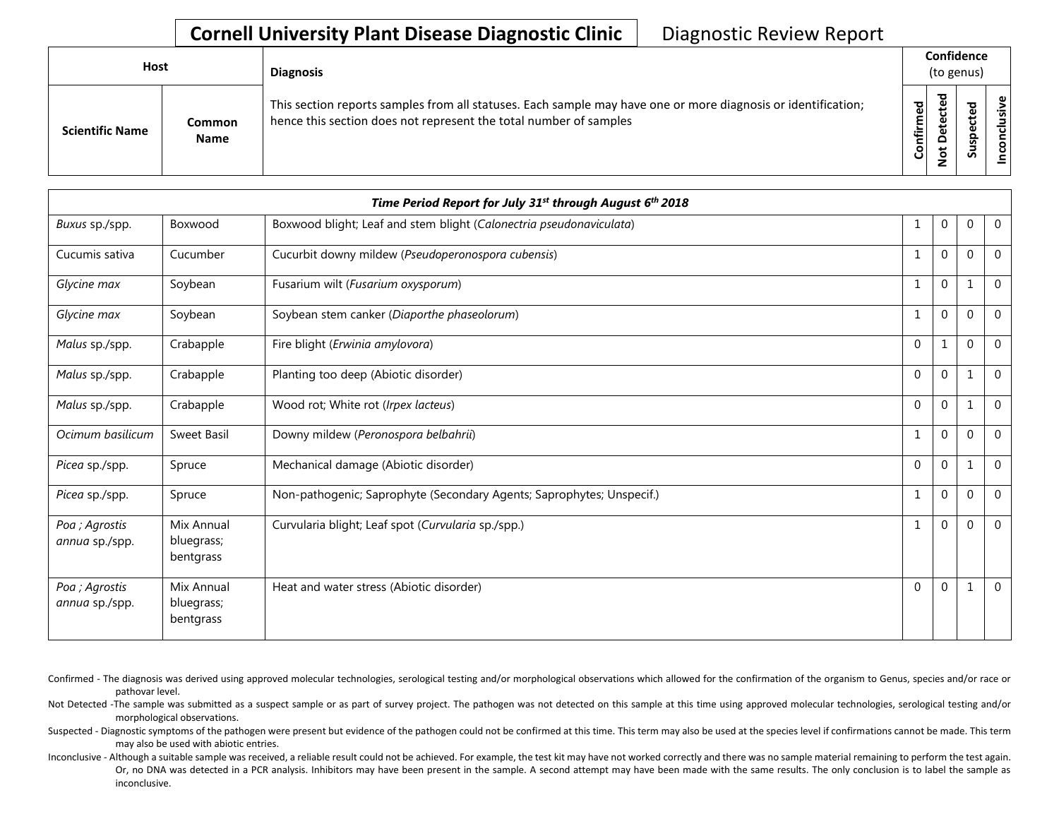# Cornell University Plant Disease Diagnostic Clinic

Diagnostic Review Report

| Host | | Diagnosis | Confidence (to genus) | | | |
|---|---|---|---|---|---|---|
| **Scientific Name** | **Common Name** | This section reports samples from all statuses. Each sample may have one or more diagnosis or identification; hence this section does not represent the total number of samples | **Confirmed** | **Not Detected** | **Suspected** | **Inconclusive** |

| *Time Period Report for July 31st through August 6th 2018* | | | | | | |
|---|---|---|---|---|---|---|
| *Buxus* sp./spp. | Boxwood | Boxwood blight; Leaf and stem blight (*Calonectria pseudonaviculata*) | 1 | 0 | 0 | 0 |
| Cucumis sativa | Cucumber | Cucurbit downy mildew (*Pseudoperonospora cubensis*) | 1 | 0 | 0 | 0 |
| *Glycine max* | Soybean | Fusarium wilt (*Fusarium oxysporum*) | 1 | 0 | 1 | 0 |
| *Glycine max* | Soybean | Soybean stem canker (*Diaporthe phaseolorum*) | 1 | 0 | 0 | 0 |
| *Malus* sp./spp. | Crabapple | Fire blight (*Erwinia amylovora*) | 0 | 1 | 0 | 0 |
| *Malus* sp./spp. | Crabapple | Planting too deep (Abiotic disorder) | 0 | 0 | 1 | 0 |
| *Malus* sp./spp. | Crabapple | Wood rot; White rot (*Irpex lacteus*) | 0 | 0 | 1 | 0 |
| *Ocimum basilicum* | Sweet Basil | Downy mildew (*Peronospora belbahrii*) | 1 | 0 | 0 | 0 |
| *Picea* sp./spp. | Spruce | Mechanical damage (Abiotic disorder) | 0 | 0 | 1 | 0 |
| *Picea* sp./spp. | Spruce | Non-pathogenic; Saprophyte (Secondary Agents; Saprophytes; Unspecif.) | 1 | 0 | 0 | 0 |
| *Poa ; Agrostis annua* sp./spp. | Mix Annual bluegrass; bentgrass | Curvularia blight; Leaf spot (*Curvularia* sp./spp.) | 1 | 0 | 0 | 0 |
| *Poa ; Agrostis annua* sp./spp. | Mix Annual bluegrass; bentgrass | Heat and water stress (Abiotic disorder) | 0 | 0 | 1 | 0 |

Confirmed - The diagnosis was derived using approved molecular technologies, serological testing and/or morphological observations which allowed for the confirmation of the organism to Genus, species and/or race or pathovar level.

Not Detected -The sample was submitted as a suspect sample or as part of survey project. The pathogen was not detected on this sample at this time using approved molecular technologies, serological testing and/or morphological observations.

Suspected - Diagnostic symptoms of the pathogen were present but evidence of the pathogen could not be confirmed at this time. This term may also be used at the species level if confirmations cannot be made. This term may also be used with abiotic entries.

Inconclusive - Although a suitable sample was received, a reliable result could not be achieved. For example, the test kit may have not worked correctly and there was no sample material remaining to perform the test again. Or, no DNA was detected in a PCR analysis. Inhibitors may have been present in the sample. A second attempt may have been made with the same results. The only conclusion is to label the sample as inconclusive.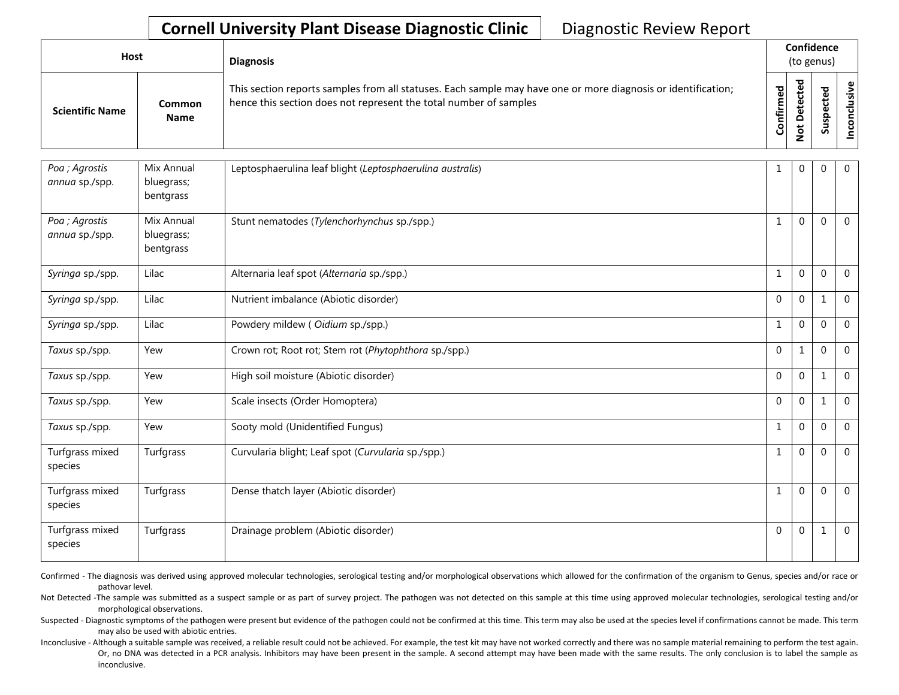Cornell University Plant Disease Diagnostic Clinic | Diagnostic Review Report

| Host | | Diagnosis | Confidence (to genus) | | | |
|---|---|---|---|---|---|---|
| **Scientific Name** | **Common Name** | This section reports samples from all statuses. Each sample may have one or more diagnosis or identification; hence this section does not represent the total number of samples | **Confirmed** | **Not Detected** | **Suspected** | **Inconclusive** |
| *Poa ; Agrostis annua* sp./spp. | Mix Annual bluegrass; bentgrass | Leptosphaerulina leaf blight (*Leptosphaerulina australis*) | 1 | 0 | 0 | 0 |
| *Poa ; Agrostis annua* sp./spp. | Mix Annual bluegrass; bentgrass | Stunt nematodes (*Tylenchorhynchus* sp./spp.) | 1 | 0 | 0 | 0 |
| *Syringa* sp./spp. | Lilac | Alternaria leaf spot (*Alternaria* sp./spp.) | 1 | 0 | 0 | 0 |
| *Syringa* sp./spp. | Lilac | Nutrient imbalance (Abiotic disorder) | 0 | 0 | 1 | 0 |
| *Syringa* sp./spp. | Lilac | Powdery mildew ( *Oidium* sp./spp.) | 1 | 0 | 0 | 0 |
| *Taxus* sp./spp. | Yew | Crown rot; Root rot; Stem rot (*Phytophthora* sp./spp.) | 0 | 1 | 0 | 0 |
| *Taxus* sp./spp. | Yew | High soil moisture (Abiotic disorder) | 0 | 0 | 1 | 0 |
| *Taxus* sp./spp. | Yew | Scale insects (Order Homoptera) | 0 | 0 | 1 | 0 |
| *Taxus* sp./spp. | Yew | Sooty mold (Unidentified Fungus) | 1 | 0 | 0 | 0 |
| Turfgrass mixed species | Turfgrass | Curvularia blight; Leaf spot (*Curvularia* sp./spp.) | 1 | 0 | 0 | 0 |
| Turfgrass mixed species | Turfgrass | Dense thatch layer (Abiotic disorder) | 1 | 0 | 0 | 0 |
| Turfgrass mixed species | Turfgrass | Drainage problem (Abiotic disorder) | 0 | 0 | 1 | 0 |

Confirmed - The diagnosis was derived using approved molecular technologies, serological testing and/or morphological observations which allowed for the confirmation of the organism to Genus, species and/or race or pathovar level.

Not Detected -The sample was submitted as a suspect sample or as part of survey project. The pathogen was not detected on this sample at this time using approved molecular technologies, serological testing and/or morphological observations.

Suspected - Diagnostic symptoms of the pathogen were present but evidence of the pathogen could not be confirmed at this time. This term may also be used at the species level if confirmations cannot be made. This term may also be used with abiotic entries.

Inconclusive - Although a suitable sample was received, a reliable result could not be achieved. For example, the test kit may have not worked correctly and there was no sample material remaining to perform the test again. Or, no DNA was detected in a PCR analysis. Inhibitors may have been present in the sample. A second attempt may have been made with the same results. The only conclusion is to label the sample as inconclusive.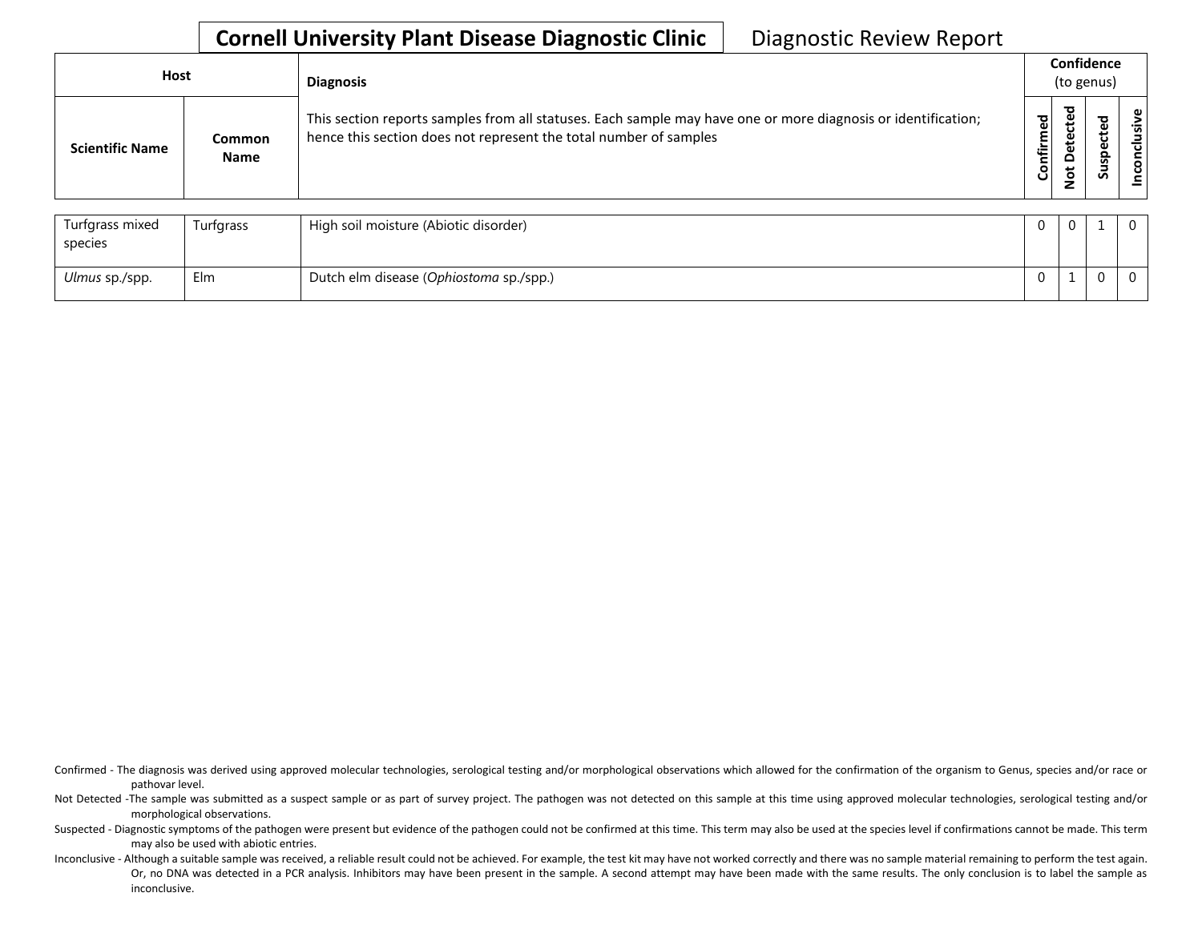**Cornell University Plant Disease Diagnostic Clinic** Diagnostic Review Report

| Host | | Diagnosis | Confidence (to genus) | | | |
|---|---|---|---|---|---|---|
| Scientific Name | Common Name | This section reports samples from all statuses. Each sample may have one or more diagnosis or identification; hence this section does not represent the total number of samples | Confirmed | Not Detected | Suspected | Inconclusive |
| Turfgrass mixed species | Turfgrass | High soil moisture (Abiotic disorder) | 0 | 0 | 1 | 0 |
| *Ulmus* sp./spp. | Elm | Dutch elm disease (*Ophiostoma* sp./spp.) | 0 | 1 | 0 | 0 |

Confirmed - The diagnosis was derived using approved molecular technologies, serological testing and/or morphological observations which allowed for the confirmation of the organism to Genus, species and/or race or pathovar level.

Not Detected -The sample was submitted as a suspect sample or as part of survey project. The pathogen was not detected on this sample at this time using approved molecular technologies, serological testing and/or morphological observations.

Suspected - Diagnostic symptoms of the pathogen were present but evidence of the pathogen could not be confirmed at this time. This term may also be used at the species level if confirmations cannot be made. This term may also be used with abiotic entries.

Inconclusive - Although a suitable sample was received, a reliable result could not be achieved. For example, the test kit may have not worked correctly and there was no sample material remaining to perform the test again. Or, no DNA was detected in a PCR analysis. Inhibitors may have been present in the sample. A second attempt may have been made with the same results. The only conclusion is to label the sample as inconclusive.